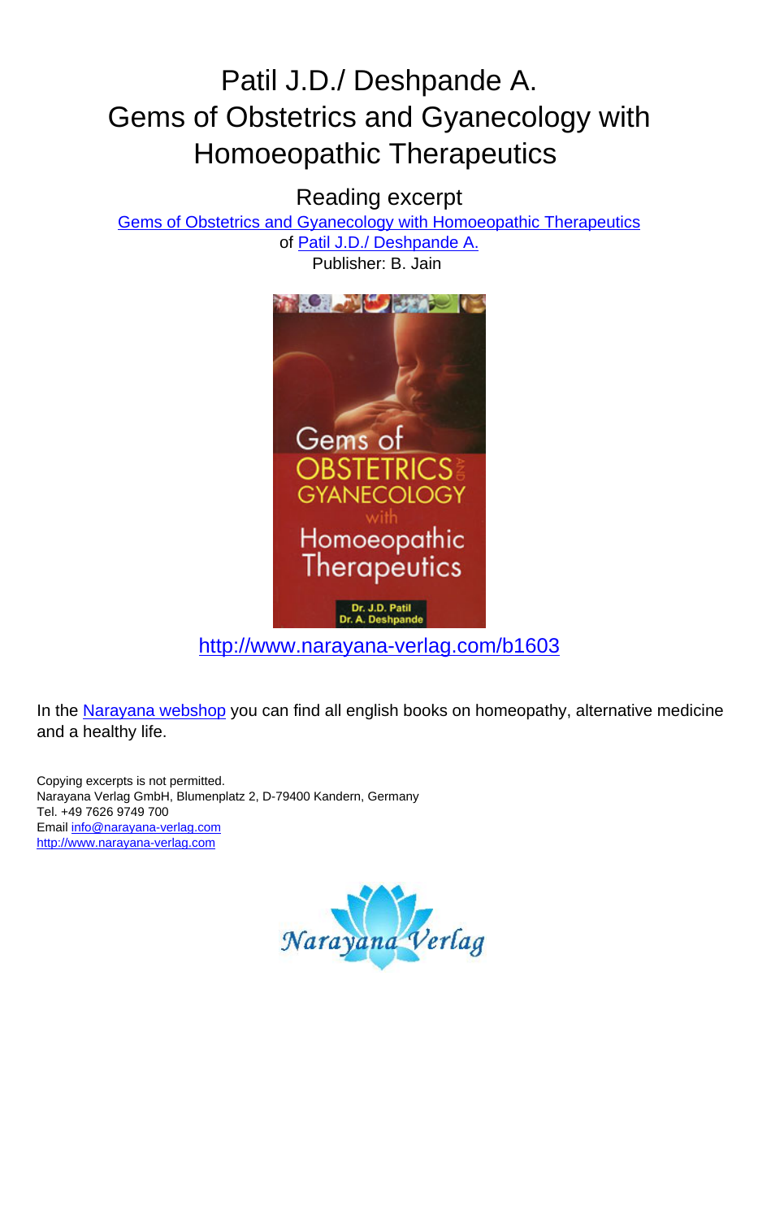# Patil J.D./ Deshpande A.
# Gems of Obstetrics and Gyanecology with Homoeopathic Therapeutics

## Reading excerpt

[Gems of Obstetrics and Gyanecology with Homoeopathic Therapeutics](http://www.narayana-verlag.com/b1603)
of [Patil J.D./ Deshpande A.](http://www.narayana-verlag.com/b1603)
Publisher: B. Jain

http://www.narayana-verlag.com/b1603

In the Narayana webshop you can find all english books on homeopathy, alternative medicine and a healthy life.

Copying excerpts is not permitted.
Narayana Verlag GmbH, Blumenplatz 2, D-79400 Kandern, Germany
Tel. +49 7626 9749 700
Email info@narayana-verlag.com
http://www.narayana-verlag.com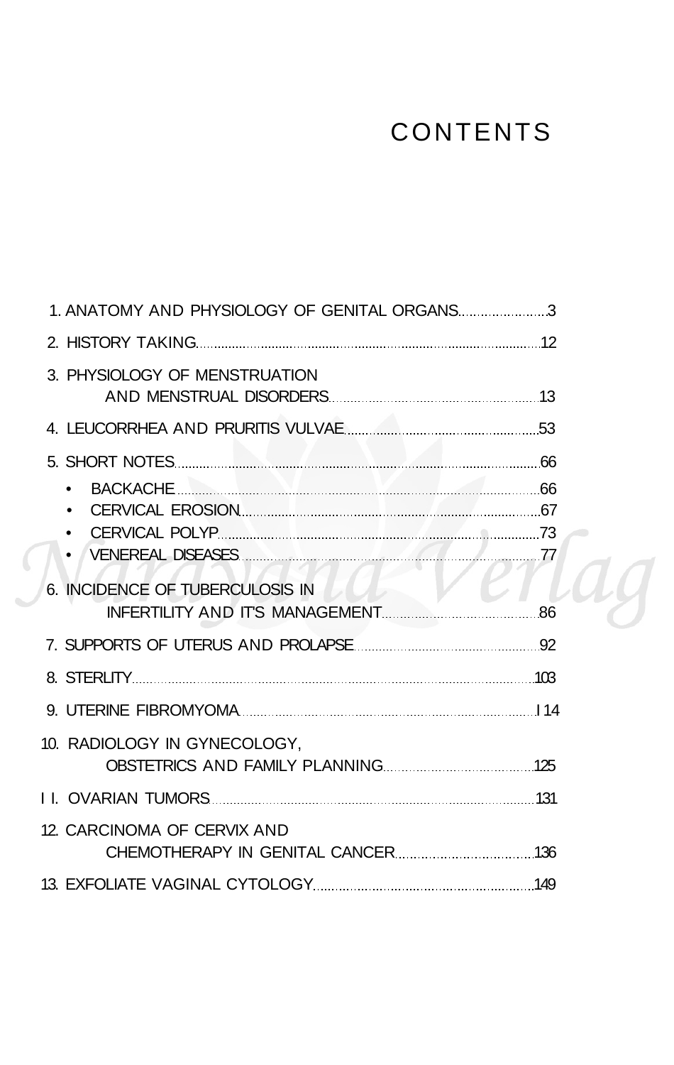# CONTENTS

1. ANATOMY AND PHYSIOLOGY OF GENITAL ORGANS....................3
2. HISTORY TAKING....................12
3. PHYSIOLOGY OF MENSTRUATION AND MENSTRUAL DISORDERS....................13
4. LEUCORRHEA AND PRURITIS VULVAE....................53
5. SHORT NOTES....................66
   - BACKACHE....................66
   - CERVICAL EROSION....................67
   - CERVICAL POLYP....................73
   - VENEREAL DISEASES....................77
6. INCIDENCE OF TUBERCULOSIS IN INFERTILITY AND IT'S MANAGEMENT....................86
7. SUPPORTS OF UTERUS AND PROLAPSE....................92
8. STERLITY....................103
9. UTERINE FIBROMYOMA....................I 14
10. RADIOLOGY IN GYNECOLOGY, OBSTETRICS AND FAMILY PLANNING....................125
11. OVARIAN TUMORS....................131
12. CARCINOMA OF CERVIX AND CHEMOTHERAPY IN GENITAL CANCER....................136
13. EXFOLIATE VAGINAL CYTOLOGY....................149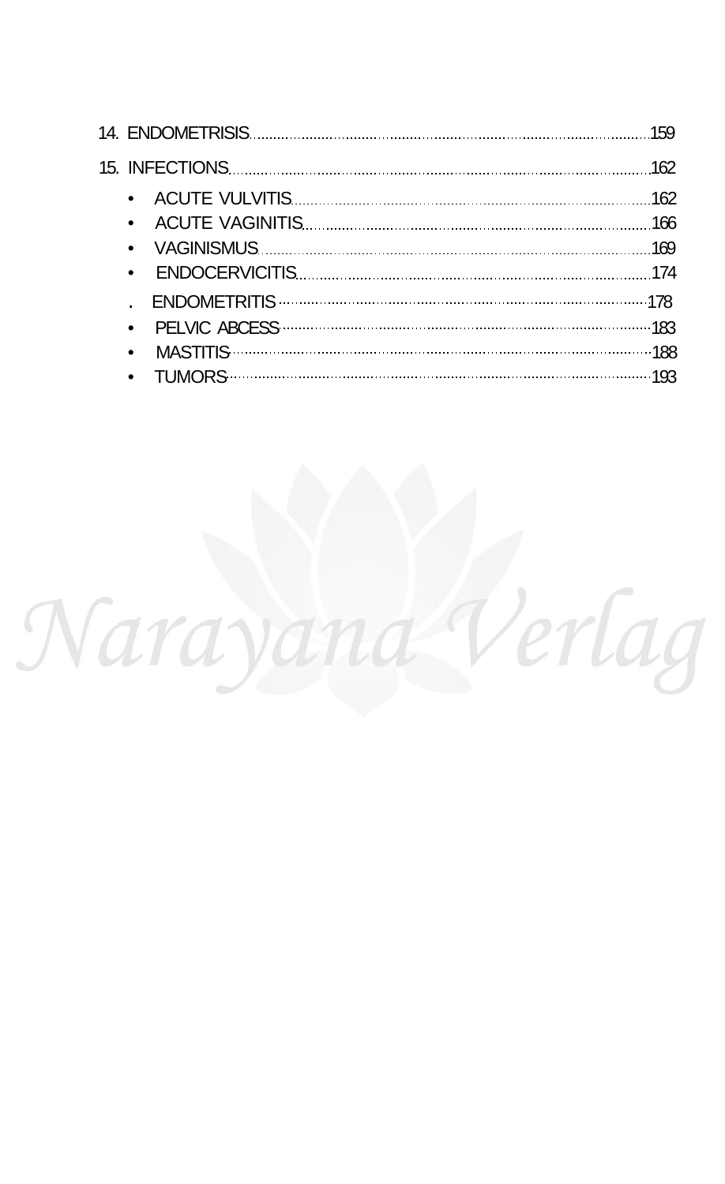14. ENDOMETRISIS ........................................ 159

15. INFECTIONS ........................................ 162

- ACUTE VULVITIS ........................................ 162
- ACUTE VAGINITIS ........................................ 166
- VAGINISMUS ........................................ 169
- ENDOCERVICITIS ........................................ 174
- ENDOMETRITIS ........................................ 178
- PELVIC ABCESS ........................................ 183
- MASTITIS ........................................ 188
- TUMORS ........................................ 193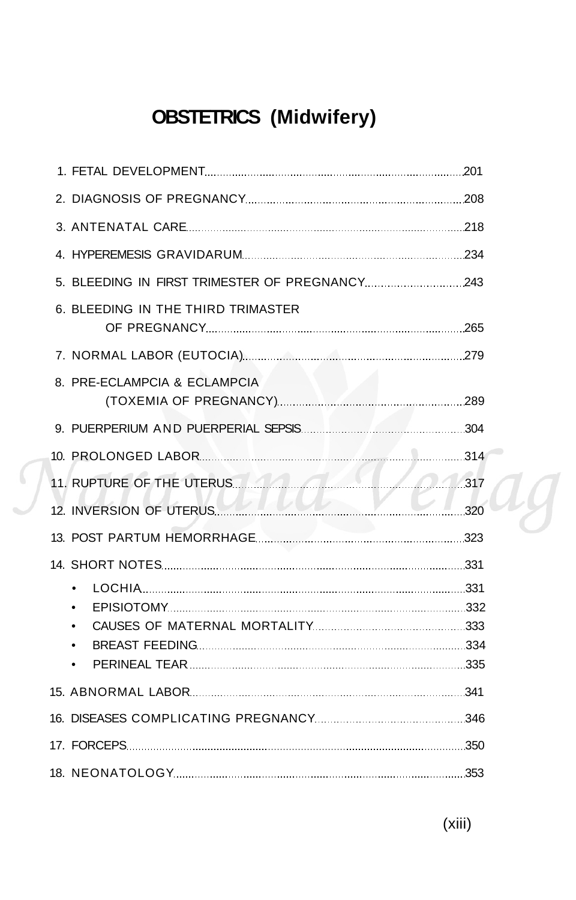# OBSTETRICS (Midwifery)

1. FETAL DEVELOPMENT ........ 201
2. DIAGNOSIS OF PREGNANCY ........ 208
3. ANTENATAL CARE ........ 218
4. HYPEREMESIS GRAVIDARUM ........ 234
5. BLEEDING IN FIRST TRIMESTER OF PREGNANCY ........ 243
6. BLEEDING IN THE THIRD TRIMASTER OF PREGNANCY ........ 265
7. NORMAL LABOR (EUTOCIA) ........ 279
8. PRE-ECLAMPCIA & ECLAMPCIA (TOXEMIA OF PREGNANCY) ........ 289
9. PUERPERIUM AND PUERPERIAL SEPSIS ........ 304
10. PROLONGED LABOR ........ 314
11. RUPTURE OF THE UTERUS ........ 317
12. INVERSION OF UTERUS ........ 320
13. POST PARTUM HEMORRHAGE ........ 323
14. SHORT NOTES ........ 331
    - LOCHIA ........ 331
    - EPISIOTOMY ........ 332
    - CAUSES OF MATERNAL MORTALITY ........ 333
    - BREAST FEEDING ........ 334
    - PERINEAL TEAR ........ 335
15. ABNORMAL LABOR ........ 341
16. DISEASES COMPLICATING PREGNANCY ........ 346
17. FORCEPS ........ 350
18. NEONATOLOGY ........ 353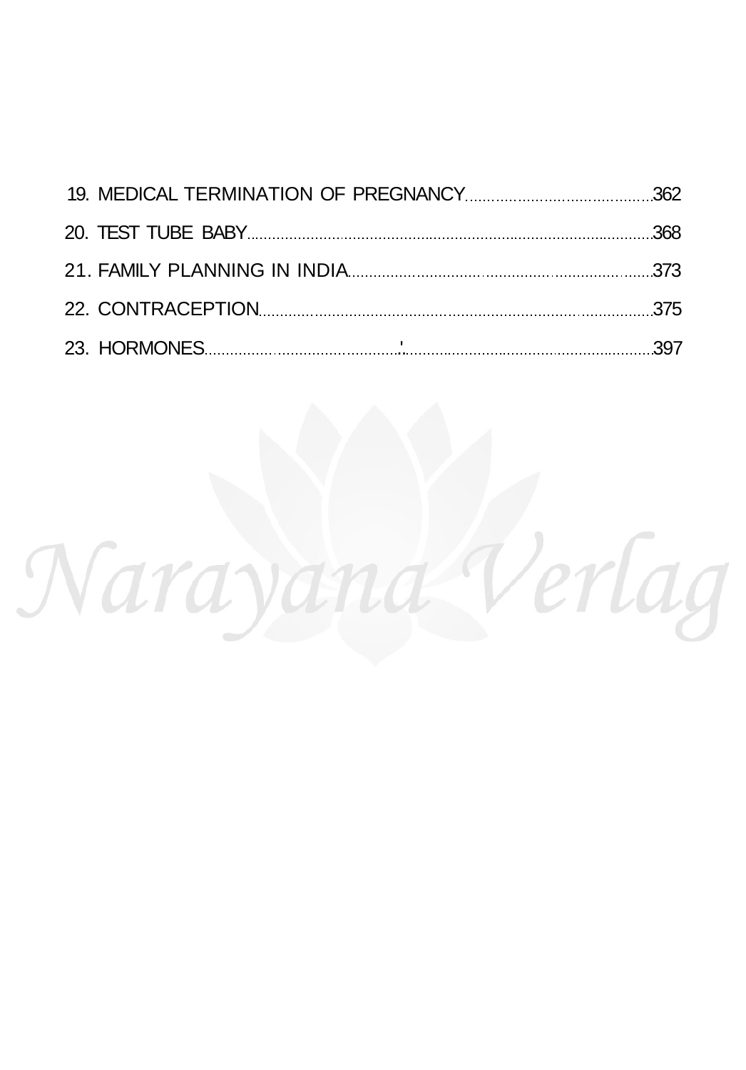19. MEDICAL TERMINATION OF PREGNANCY........................................362

20. TEST TUBE BABY........................................................................................368

21. FAMILY PLANNING IN INDIA..............................................................373

22. CONTRACEPTION...................................................................................375

23. HORMONES.................................................................................................397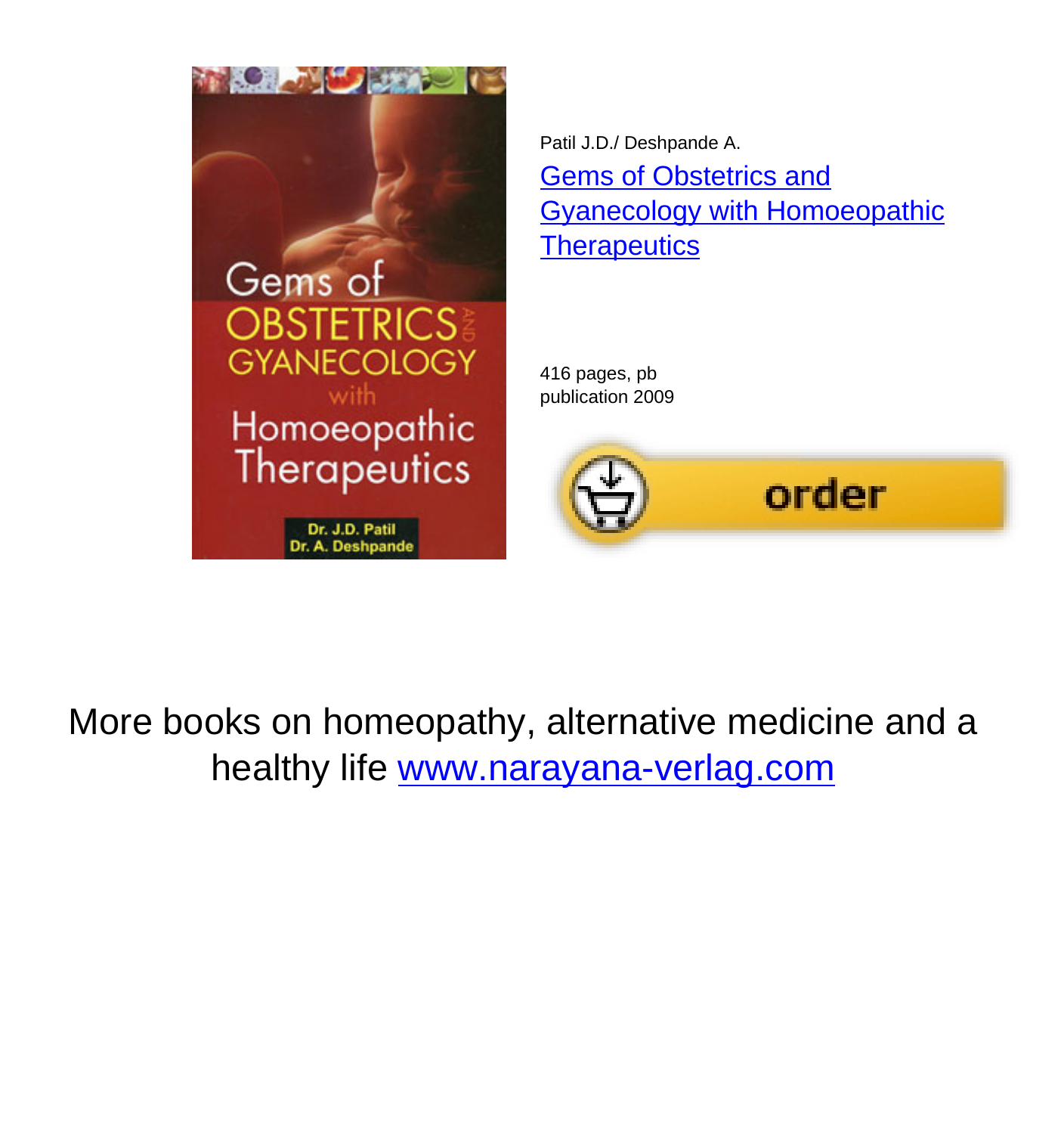Patil J.D./ Deshpande A.

[Gems of Obstetrics and Gyanecology with Homoeopathic Therapeutics](#)

416 pages, pb
publication 2009

order

More books on homeopathy, alternative medicine and a healthy life [www.narayana-verlag.com](http://www.narayana-verlag.com)